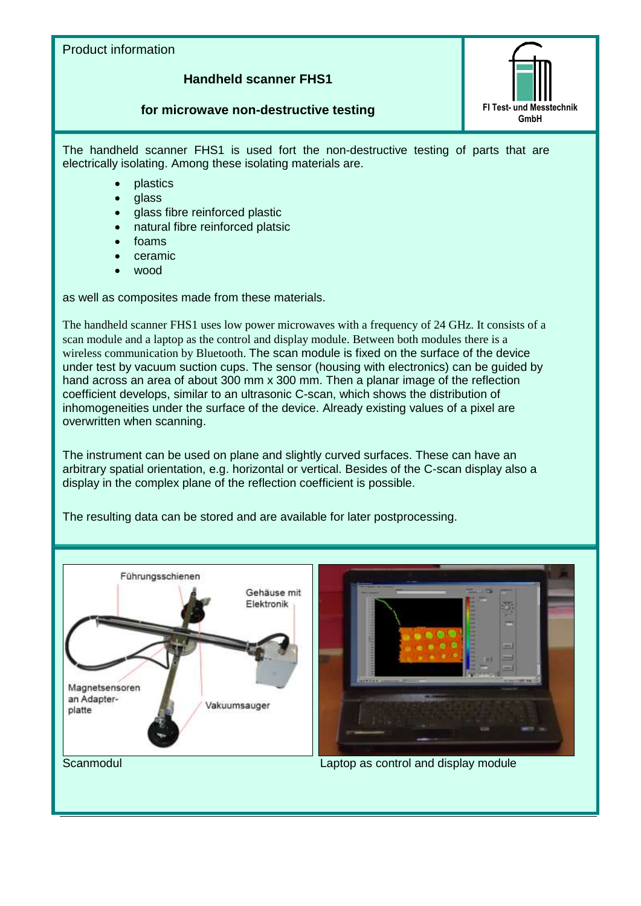Product information

# Handheld scanner FHS1

## for microwave non-destructive testing

FI Test- und Messtechnik GmbH

The handheld scanner FHS1 is used fort the non-destructive testing of parts that are electrically isolating. Among these isolating materials are.

- plastics
- glass
- glass fibre reinforced plastic
- natural fibre reinforced platsic
- foams
- ceramic
- wood

as well as composites made from these materials.

The handheld scanner FHS1 uses low power microwaves with a frequency of 24 GHz. It consists of a scan module and a laptop as the control and display module. Between both modules there is a wireless communication by Bluetooth. The scan module is fixed on the surface of the device under test by vacuum suction cups. The sensor (housing with electronics) can be guided by hand across an area of about 300 mm x 300 mm. Then a planar image of the reflection coefficient develops, similar to an ultrasonic C-scan, which shows the distribution of inhomogeneities under the surface of the device. Already existing values of a pixel are overwritten when scanning.

The instrument can be used on plane and slightly curved surfaces. These can have an arbitrary spatial orientation, e.g. horizontal or vertical. Besides of the C-scan display also a display in the complex plane of the reflection coefficient is possible.

The resulting data can be stored and are available for later postprocessing.

Scanmodul

Laptop as control and display module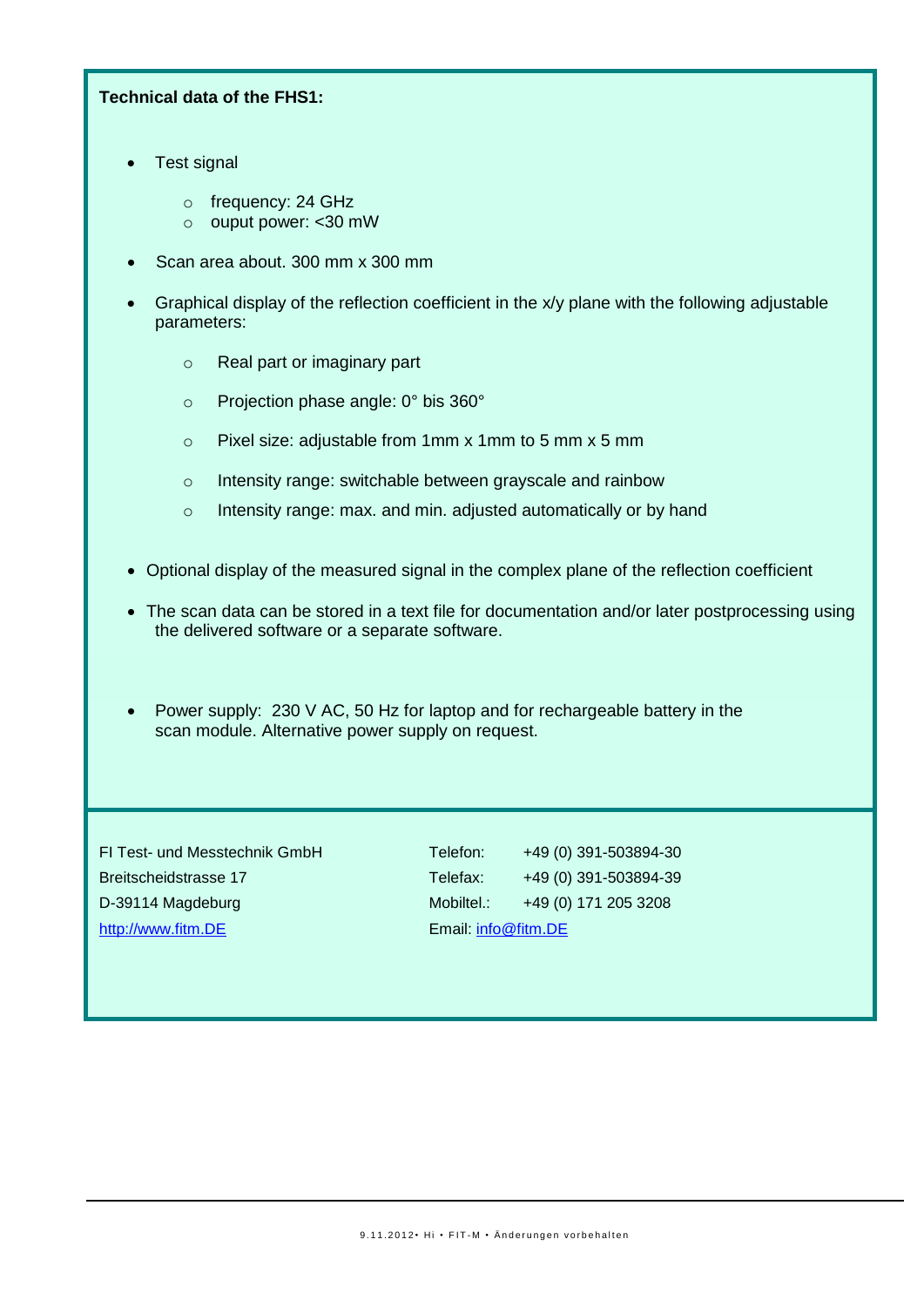**Technical data of the FHS1:**

- Test signal
  - frequency: 24 GHz
  - ouput power: <30 mW
- Scan area about. 300 mm x 300 mm
- Graphical display of the reflection coefficient in the x/y plane with the following adjustable parameters:
  - Real part or imaginary part
  - Projection phase angle: 0° bis 360°
  - Pixel size: adjustable from 1mm x 1mm to 5 mm x 5 mm
  - Intensity range: switchable between grayscale and rainbow
  - Intensity range: max. and min. adjusted automatically or by hand
- Optional display of the measured signal in the complex plane of the reflection coefficient
- The scan data can be stored in a text file for documentation and/or later postprocessing using the delivered software or a separate software.
- Power supply: 230 V AC, 50 Hz for laptop and for rechargeable battery in the scan module. Alternative power supply on request.

FI Test- und Messtechnik GmbH
Breitscheidstrasse 17
D-39114 Magdeburg
http://www.fitm.DE

Telefon: +49 (0) 391-503894-30
Telefax: +49 (0) 391-503894-39
Mobiltel.: +49 (0) 171 205 3208
Email: info@fitm.DE

9.11.2012• Hi • FIT-M • Änderungen vorbehalten